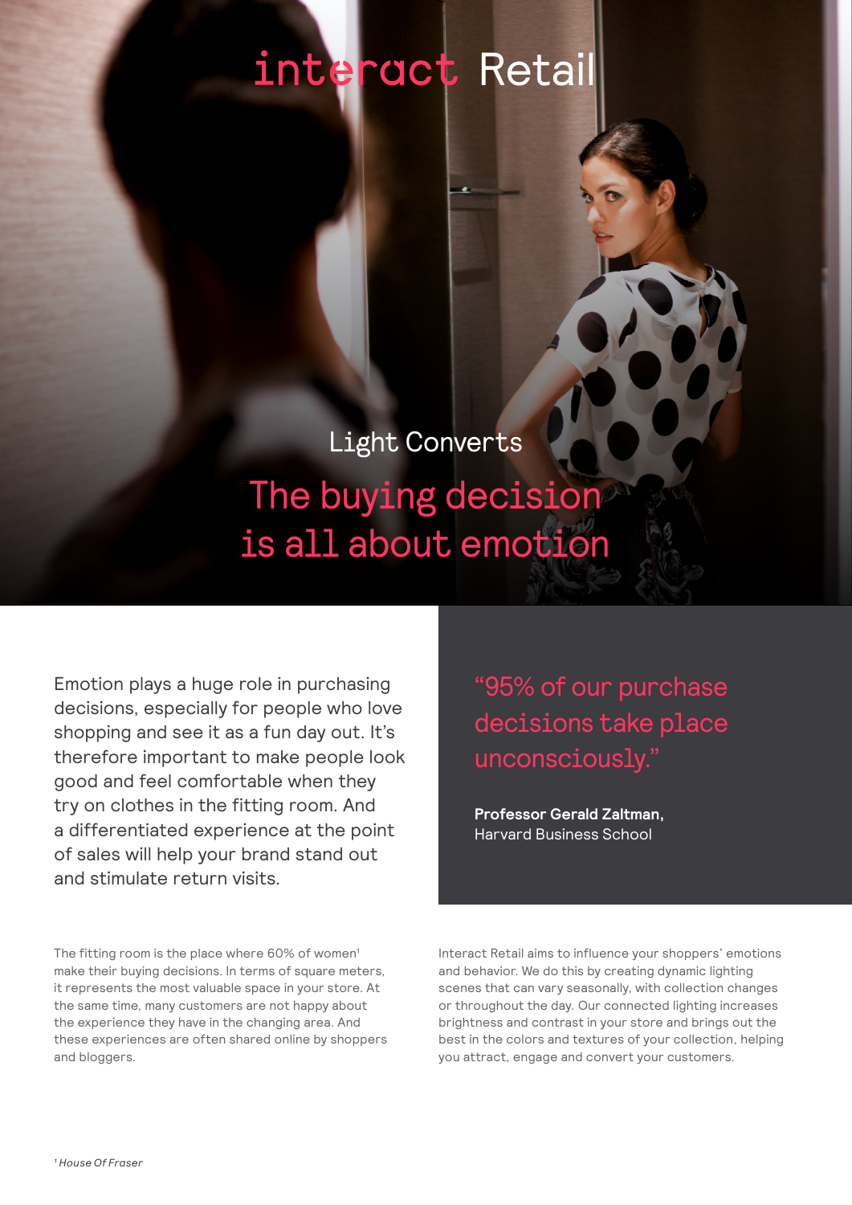# interact Retail

## Light Converts

# The buying decision is all about emotion

Emotion plays a huge role in purchasing decisions, especially for people who love shopping and see it as a fun day out. It's therefore important to make people look good and feel comfortable when they try on clothes in the fitting room. And a differentiated experience at the point of sales will help your brand stand out and stimulate return visits.

> "95% of our purchase decisions take place unconsciously."
>
> **Professor Gerald Zaltman,**
> Harvard Business School

The fitting room is the place where 60% of women[1] make their buying decisions. In terms of square meters, it represents the most valuable space in your store. At the same time, many customers are not happy about the experience they have in the changing area. And these experiences are often shared online by shoppers and bloggers.

Interact Retail aims to influence your shoppers' emotions and behavior. We do this by creating dynamic lighting scenes that can vary seasonally, with collection changes or throughout the day. Our connected lighting increases brightness and contrast in your store and brings out the best in the colors and textures of your collection, helping you attract, engage and convert your customers.

[1] *House Of Fraser*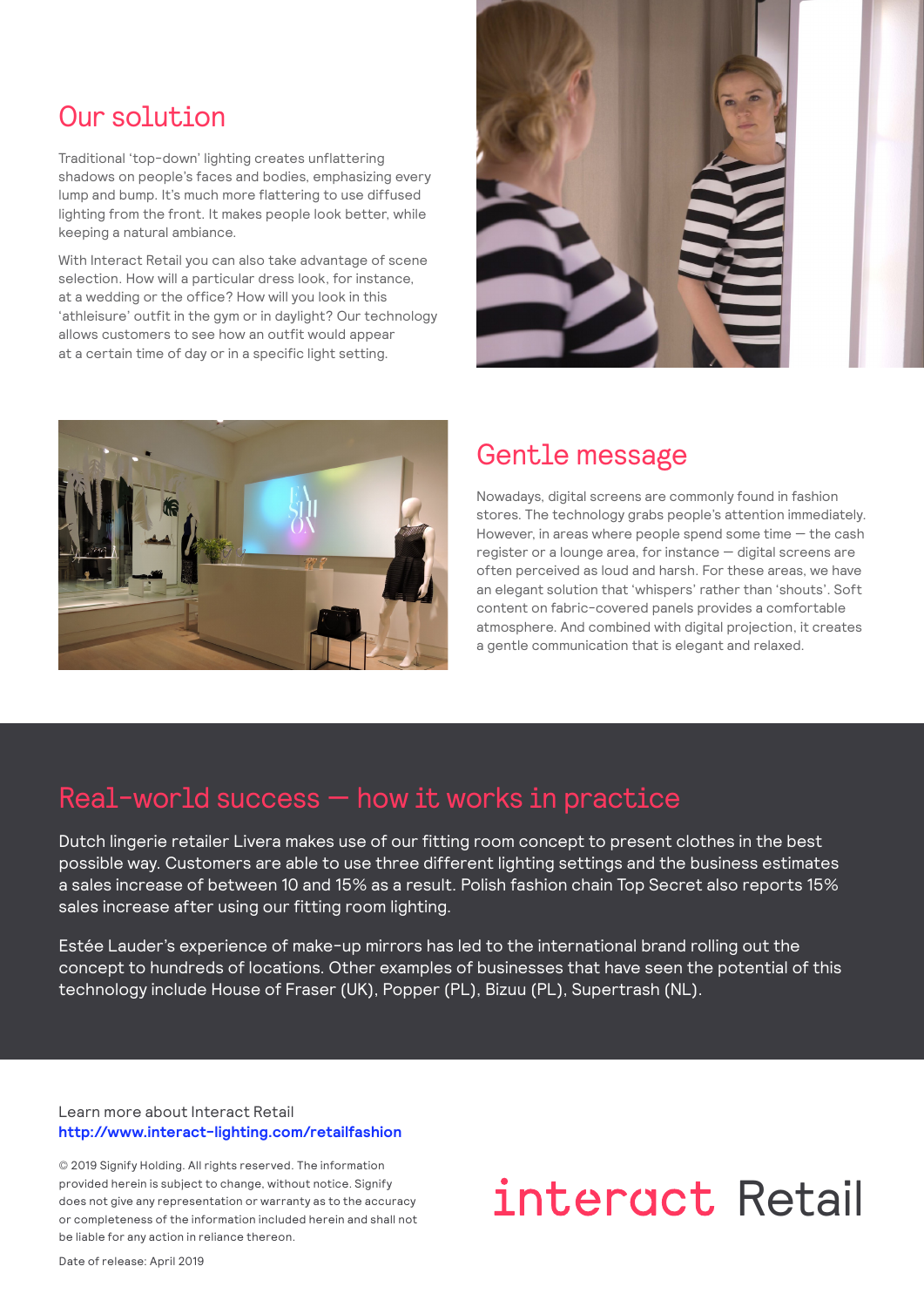## Our solution

Traditional 'top-down' lighting creates unflattering shadows on people's faces and bodies, emphasizing every lump and bump. It's much more flattering to use diffused lighting from the front. It makes people look better, while keeping a natural ambiance.

With Interact Retail you can also take advantage of scene selection. How will a particular dress look, for instance, at a wedding or the office? How will you look in this 'athleisure' outfit in the gym or in daylight? Our technology allows customers to see how an outfit would appear at a certain time of day or in a specific light setting.

## Gentle message

Nowadays, digital screens are commonly found in fashion stores. The technology grabs people's attention immediately. However, in areas where people spend some time – the cash register or a lounge area, for instance – digital screens are often perceived as loud and harsh. For these areas, we have an elegant solution that 'whispers' rather than 'shouts'. Soft content on fabric-covered panels provides a comfortable atmosphere. And combined with digital projection, it creates a gentle communication that is elegant and relaxed.

## Real-world success – how it works in practice

Dutch lingerie retailer Livera makes use of our fitting room concept to present clothes in the best possible way. Customers are able to use three different lighting settings and the business estimates a sales increase of between 10 and 15% as a result. Polish fashion chain Top Secret also reports 15% sales increase after using our fitting room lighting.

Estée Lauder's experience of make-up mirrors has led to the international brand rolling out the concept to hundreds of locations. Other examples of businesses that have seen the potential of this technology include House of Fraser (UK), Popper (PL), Bizuu (PL), Supertrash (NL).

Learn more about Interact Retail
**http://www.interact-lighting.com/retailfashion**

© 2019 Signify Holding. All rights reserved. The information provided herein is subject to change, without notice. Signify does not give any representation or warranty as to the accuracy or completeness of the information included herein and shall not be liable for any action in reliance thereon.

Date of release: April 2019

interact Retail